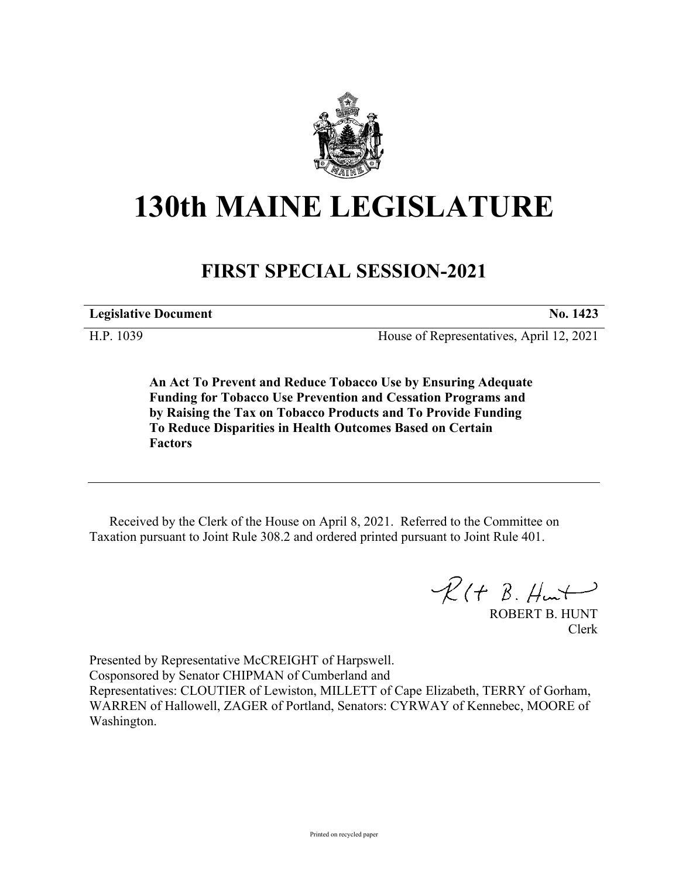# 130th MAINE LEGISLATURE

## FIRST SPECIAL SESSION-2021

**Legislative Document** **No. 1423**

H.P. 1039 House of Representatives, April 12, 2021

**An Act To Prevent and Reduce Tobacco Use by Ensuring Adequate Funding for Tobacco Use Prevention and Cessation Programs and by Raising the Tax on Tobacco Products and To Provide Funding To Reduce Disparities in Health Outcomes Based on Certain Factors**

Received by the Clerk of the House on April 8, 2021. Referred to the Committee on Taxation pursuant to Joint Rule 308.2 and ordered printed pursuant to Joint Rule 401.

ROBERT B. HUNT
Clerk

Presented by Representative McCREIGHT of Harpswell.
Cosponsored by Senator CHIPMAN of Cumberland and
Representatives: CLOUTIER of Lewiston, MILLETT of Cape Elizabeth, TERRY of Gorham, WARREN of Hallowell, ZAGER of Portland, Senators: CYRWAY of Kennebec, MOORE of Washington.

Printed on recycled paper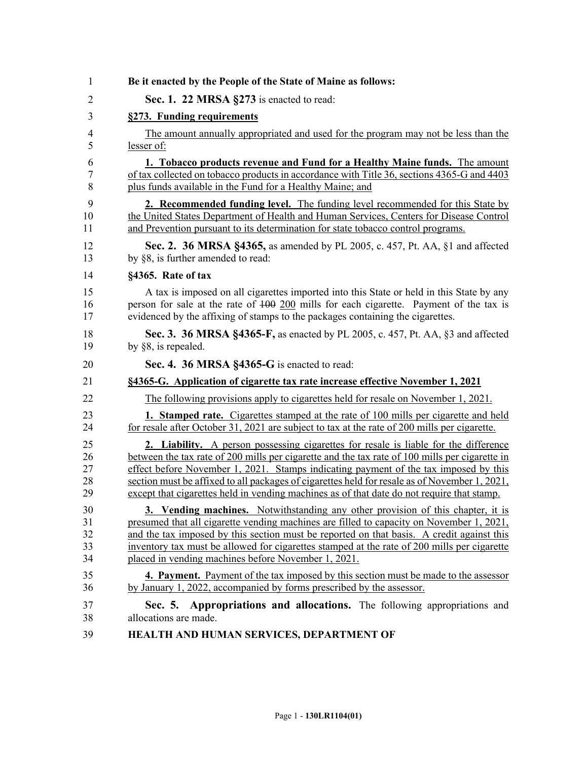**Be it enacted by the People of the State of Maine as follows:**

**Sec. 1. 22 MRSA §273** is enacted to read:

**§273. Funding requirements**

The amount annually appropriated and used for the program may not be less than the lesser of:

**1. Tobacco products revenue and Fund for a Healthy Maine funds.** The amount of tax collected on tobacco products in accordance with Title 36, sections 4365-G and 4403 plus funds available in the Fund for a Healthy Maine; and

**2. Recommended funding level.** The funding level recommended for this State by the United States Department of Health and Human Services, Centers for Disease Control and Prevention pursuant to its determination for state tobacco control programs.

**Sec. 2. 36 MRSA §4365,** as amended by PL 2005, c. 457, Pt. AA, §1 and affected by §8, is further amended to read:

**§4365. Rate of tax**

A tax is imposed on all cigarettes imported into this State or held in this State by any person for sale at the rate of ~~100~~ 200 mills for each cigarette. Payment of the tax is evidenced by the affixing of stamps to the packages containing the cigarettes.

**Sec. 3. 36 MRSA §4365-F,** as enacted by PL 2005, c. 457, Pt. AA, §3 and affected by §8, is repealed.

**Sec. 4. 36 MRSA §4365-G** is enacted to read:

**§4365-G. Application of cigarette tax rate increase effective November 1, 2021**

The following provisions apply to cigarettes held for resale on November 1, 2021.

**1. Stamped rate.** Cigarettes stamped at the rate of 100 mills per cigarette and held for resale after October 31, 2021 are subject to tax at the rate of 200 mills per cigarette.

**2. Liability.** A person possessing cigarettes for resale is liable for the difference between the tax rate of 200 mills per cigarette and the tax rate of 100 mills per cigarette in effect before November 1, 2021. Stamps indicating payment of the tax imposed by this section must be affixed to all packages of cigarettes held for resale as of November 1, 2021, except that cigarettes held in vending machines as of that date do not require that stamp.

**3. Vending machines.** Notwithstanding any other provision of this chapter, it is presumed that all cigarette vending machines are filled to capacity on November 1, 2021, and the tax imposed by this section must be reported on that basis. A credit against this inventory tax must be allowed for cigarettes stamped at the rate of 200 mills per cigarette placed in vending machines before November 1, 2021.

**4. Payment.** Payment of the tax imposed by this section must be made to the assessor by January 1, 2022, accompanied by forms prescribed by the assessor.

**Sec. 5. Appropriations and allocations.** The following appropriations and allocations are made.

**HEALTH AND HUMAN SERVICES, DEPARTMENT OF**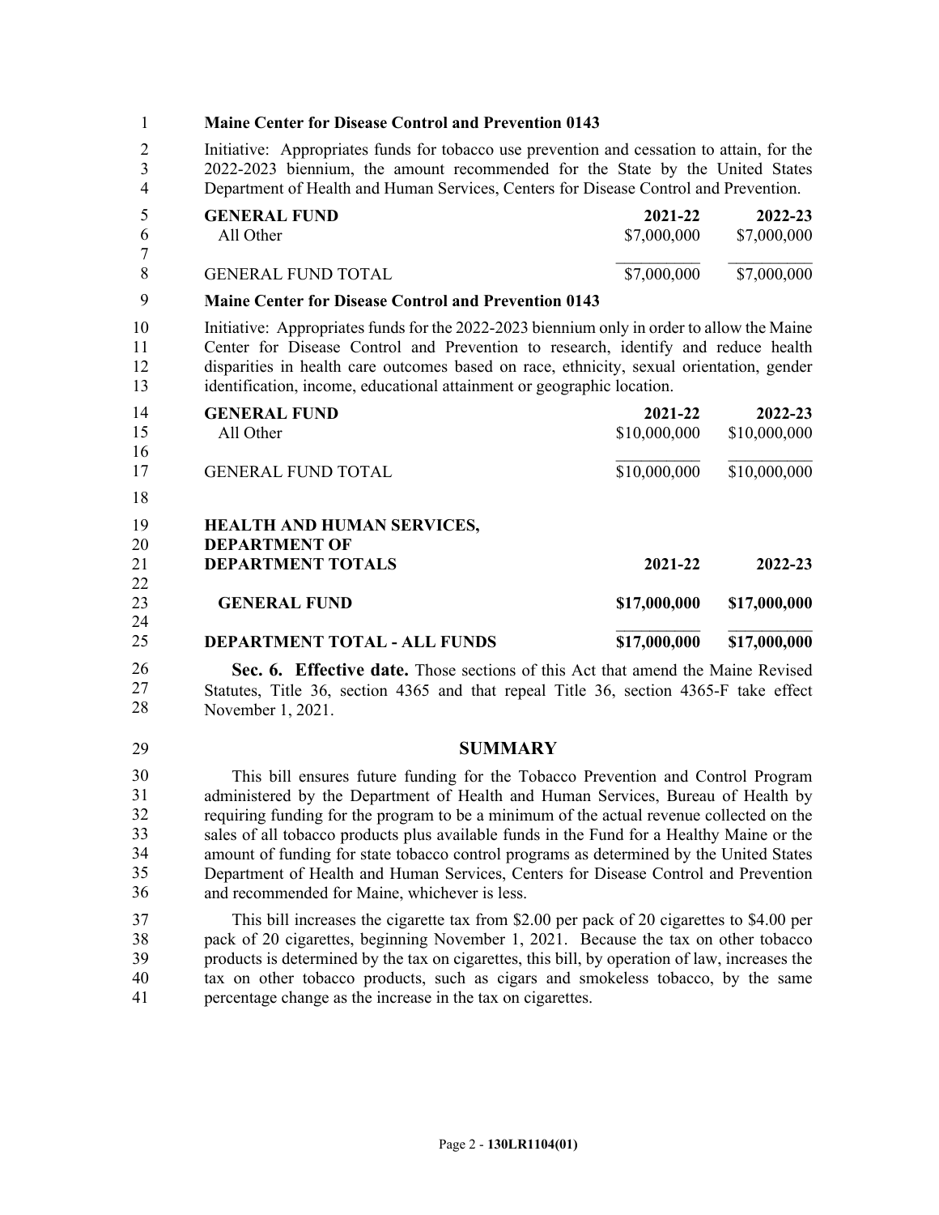**Maine Center for Disease Control and Prevention 0143**

Initiative: Appropriates funds for tobacco use prevention and cessation to attain, for the 2022-2023 biennium, the amount recommended for the State by the United States Department of Health and Human Services, Centers for Disease Control and Prevention.

| GENERAL FUND | 2021-22 | 2022-23 |
|---|---|---|
| All Other | $7,000,000 | $7,000,000 |
| GENERAL FUND TOTAL | $7,000,000 | $7,000,000 |

**Maine Center for Disease Control and Prevention 0143**

Initiative: Appropriates funds for the 2022-2023 biennium only in order to allow the Maine Center for Disease Control and Prevention to research, identify and reduce health disparities in health care outcomes based on race, ethnicity, sexual orientation, gender identification, income, educational attainment or geographic location.

| GENERAL FUND | 2021-22 | 2022-23 |
|---|---|---|
| All Other | $10,000,000 | $10,000,000 |
| GENERAL FUND TOTAL | $10,000,000 | $10,000,000 |

| HEALTH AND HUMAN SERVICES, DEPARTMENT OF DEPARTMENT TOTALS | 2021-22 | 2022-23 |
|---|---|---|
| GENERAL FUND | $17,000,000 | $17,000,000 |
| DEPARTMENT TOTAL - ALL FUNDS | $17,000,000 | $17,000,000 |

**Sec. 6. Effective date.** Those sections of this Act that amend the Maine Revised Statutes, Title 36, section 4365 and that repeal Title 36, section 4365-F take effect November 1, 2021.

## SUMMARY

This bill ensures future funding for the Tobacco Prevention and Control Program administered by the Department of Health and Human Services, Bureau of Health by requiring funding for the program to be a minimum of the actual revenue collected on the sales of all tobacco products plus available funds in the Fund for a Healthy Maine or the amount of funding for state tobacco control programs as determined by the United States Department of Health and Human Services, Centers for Disease Control and Prevention and recommended for Maine, whichever is less.

This bill increases the cigarette tax from $2.00 per pack of 20 cigarettes to $4.00 per pack of 20 cigarettes, beginning November 1, 2021. Because the tax on other tobacco products is determined by the tax on cigarettes, this bill, by operation of law, increases the tax on other tobacco products, such as cigars and smokeless tobacco, by the same percentage change as the increase in the tax on cigarettes.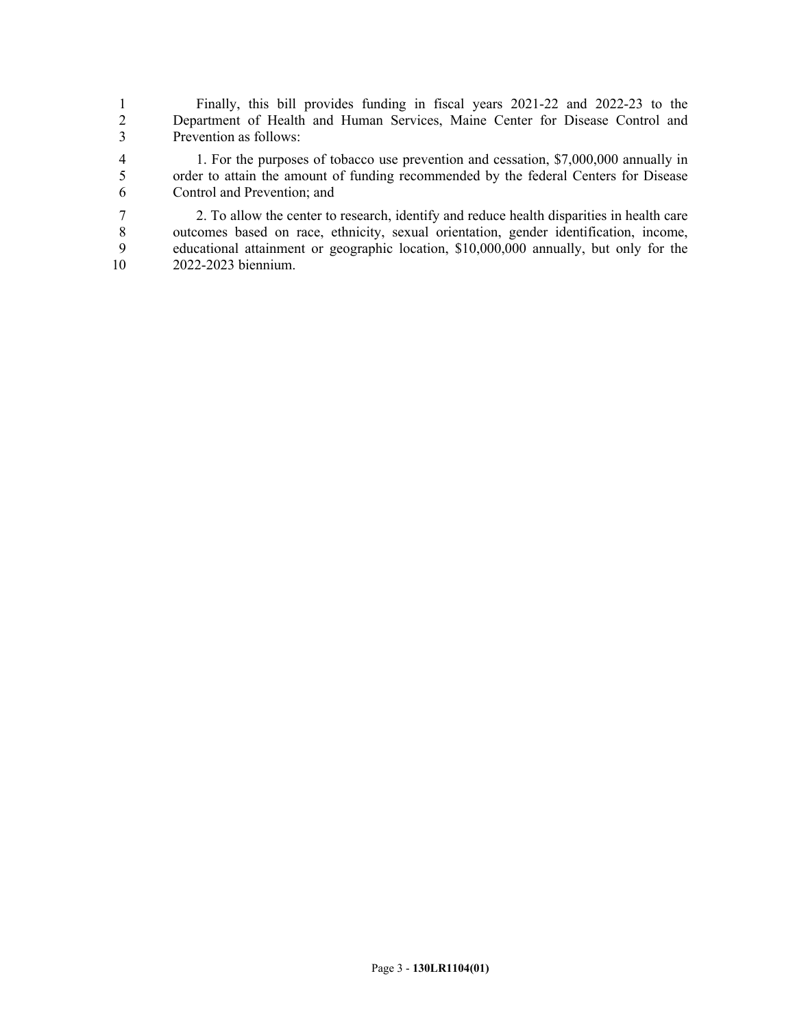Finally, this bill provides funding in fiscal years 2021-22 and 2022-23 to the Department of Health and Human Services, Maine Center for Disease Control and Prevention as follows:

1. For the purposes of tobacco use prevention and cessation, $7,000,000 annually in order to attain the amount of funding recommended by the federal Centers for Disease Control and Prevention; and

2. To allow the center to research, identify and reduce health disparities in health care outcomes based on race, ethnicity, sexual orientation, gender identification, income, educational attainment or geographic location, $10,000,000 annually, but only for the 2022-2023 biennium.